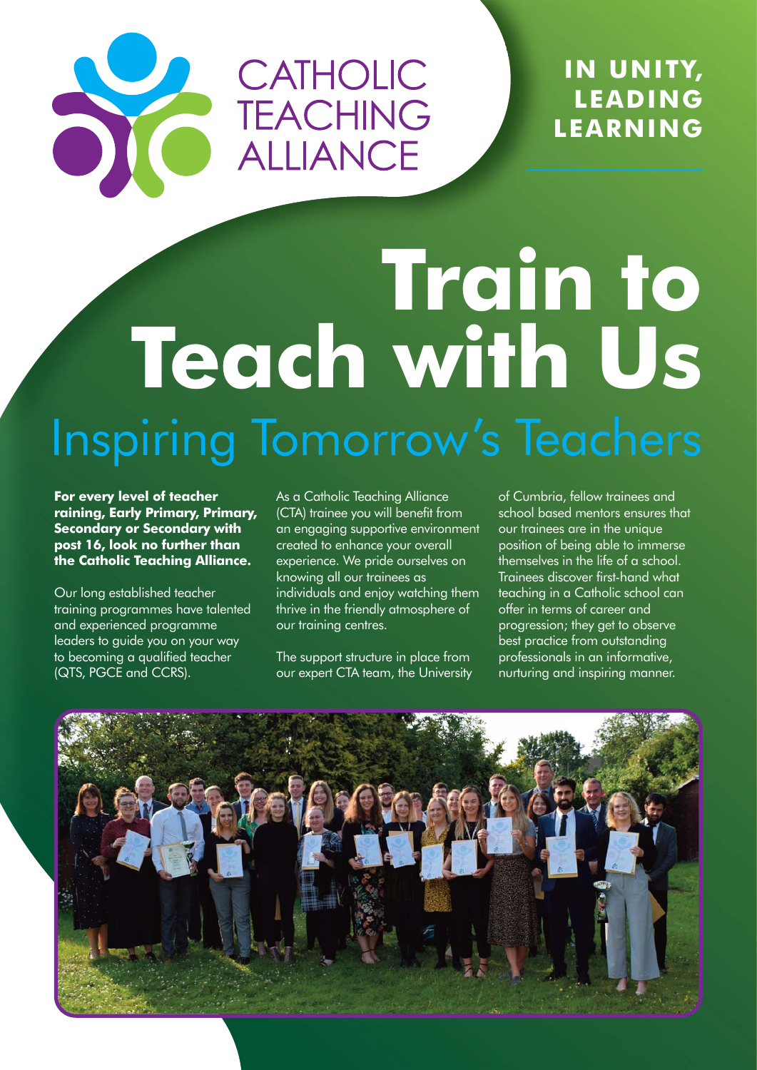CATHOLIC TEACHING ALLIANCE

**IN UNITY, LEADING LEARNING**

# Train to Teach with Us

## Inspiring Tomorrow's Teachers

**For every level of teacher raining, Early Primary, Primary, Secondary or Secondary with post 16, look no further than the Catholic Teaching Alliance.**

Our long established teacher training programmes have talented and experienced programme leaders to guide you on your way to becoming a qualified teacher (QTS, PGCE and CCRS).

As a Catholic Teaching Alliance (CTA) trainee you will benefit from an engaging supportive environment created to enhance your overall experience. We pride ourselves on knowing all our trainees as individuals and enjoy watching them thrive in the friendly atmosphere of our training centres.

The support structure in place from our expert CTA team, the University of Cumbria, fellow trainees and school based mentors ensures that our trainees are in the unique position of being able to immerse themselves in the life of a school. Trainees discover first-hand what teaching in a Catholic school can offer in terms of career and progression; they get to observe best practice from outstanding professionals in an informative, nurturing and inspiring manner.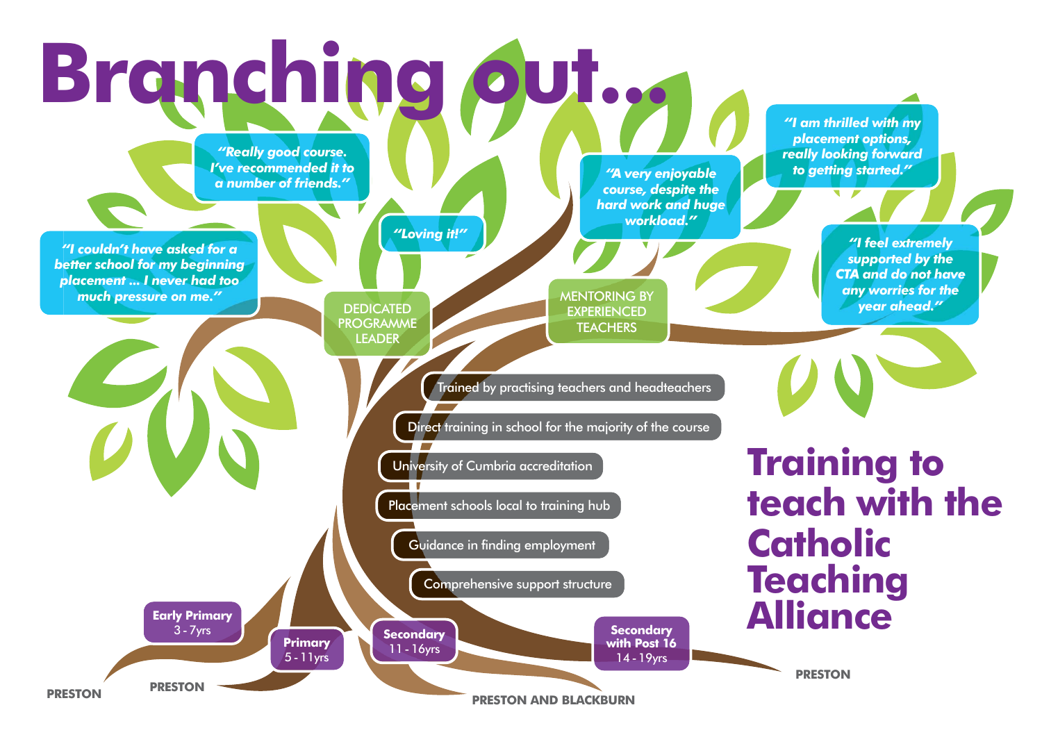# Branching out...

*"Really good course. I've recommended it to a number of friends."*

*"I couldn't have asked for a better school for my beginning placement ... I never had too much pressure on me."*

*"Loving it!"*

*"A very enjoyable course, despite the hard work and huge workload."*

*"I am thrilled with my placement options, really looking forward to getting started."*

*"I feel extremely supported by the CTA and do not have any worries for the year ahead."*

DEDICATED PROGRAMME LEADER

MENTORING BY EXPERIENCED TEACHERS

- Trained by practising teachers and headteachers
- Direct training in school for the majority of the course
- University of Cumbria accreditation
- Placement schools local to training hub
- Guidance in finding employment
- Comprehensive support structure

**Early Primary** 3 - 7yrs — PRESTON

**Primary** 5 - 11yrs — PRESTON

**Secondary** 11 - 16yrs — PRESTON AND BLACKBURN

**Secondary with Post 16** 14 - 19yrs — PRESTON

## Training to teach with the Catholic Teaching Alliance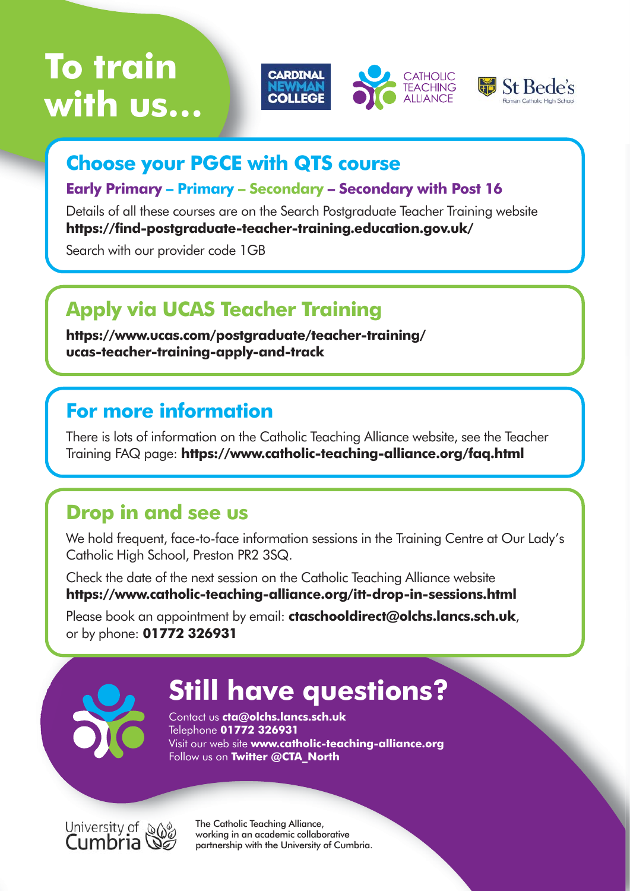# To train with us...

## Choose your PGCE with QTS course

**Early Primary – Primary – Secondary – Secondary with Post 16**

Details of all these courses are on the Search Postgraduate Teacher Training website **https://find-postgraduate-teacher-training.education.gov.uk/**

Search with our provider code 1GB

## Apply via UCAS Teacher Training

**https://www.ucas.com/postgraduate/teacher-training/ucas-teacher-training-apply-and-track**

## For more information

There is lots of information on the Catholic Teaching Alliance website, see the Teacher Training FAQ page: **https://www.catholic-teaching-alliance.org/faq.html**

## Drop in and see us

We hold frequent, face-to-face information sessions in the Training Centre at Our Lady's Catholic High School, Preston PR2 3SQ.

Check the date of the next session on the Catholic Teaching Alliance website **https://www.catholic-teaching-alliance.org/itt-drop-in-sessions.html**

Please book an appointment by email: **ctaschooldirect@olchs.lancs.sch.uk**, or by phone: **01772 326931**

## Still have questions?

Contact us **cta@olchs.lancs.sch.uk**
Telephone **01772 326931**
Visit our web site **www.catholic-teaching-alliance.org**
Follow us on **Twitter @CTA_North**

The Catholic Teaching Alliance, working in an academic collaborative partnership with the University of Cumbria.